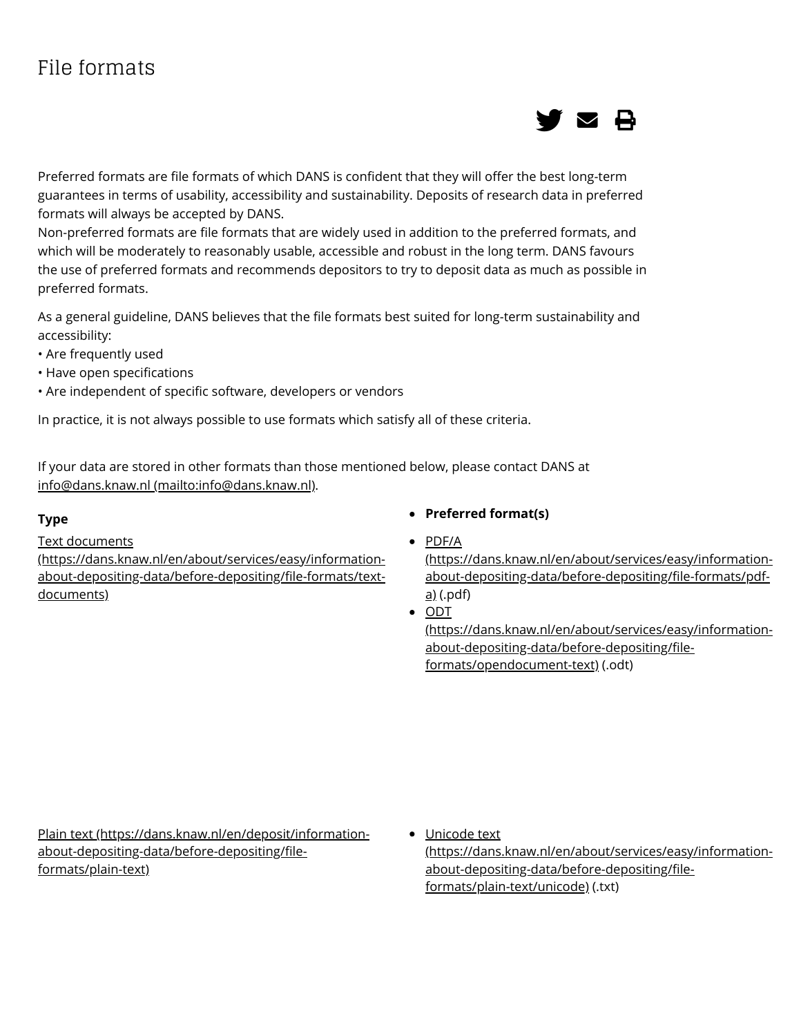# File formats

Preferred formats are file formats of which DANS is confident that they will offer the best long-term guarantees in terms of usability, accessibility and sustainability. Deposits of research data in preferred formats will always be accepted by DANS.
Non-preferred formats are file formats that are widely used in addition to the preferred formats, and which will be moderately to reasonably usable, accessible and robust in the long term. DANS favours the use of preferred formats and recommends depositors to try to deposit data as much as possible in preferred formats.

As a general guideline, DANS believes that the file formats best suited for long-term sustainability and accessibility:
• Are frequently used
• Have open specifications
• Are independent of specific software, developers or vendors

In practice, it is not always possible to use formats which satisfy all of these criteria.

If your data are stored in other formats than those mentioned below, please contact DANS at info@dans.knaw.nl (mailto:info@dans.knaw.nl).

| Type | Preferred format(s) |
| --- | --- |
| Text documents (https://dans.knaw.nl/en/about/services/easy/information-about-depositing-data/before-depositing/file-formats/text-documents) | • PDF/A (https://dans.knaw.nl/en/about/services/easy/information-about-depositing-data/before-depositing/file-formats/pdf-a) (.pdf)<br>• ODT (https://dans.knaw.nl/en/about/services/easy/information-about-depositing-data/before-depositing/file-formats/opendocument-text) (.odt) |
| Plain text (https://dans.knaw.nl/en/deposit/information-about-depositing-data/before-depositing/file-formats/plain-text) | • Unicode text (https://dans.knaw.nl/en/about/services/easy/information-about-depositing-data/before-depositing/file-formats/plain-text/unicode) (.txt) |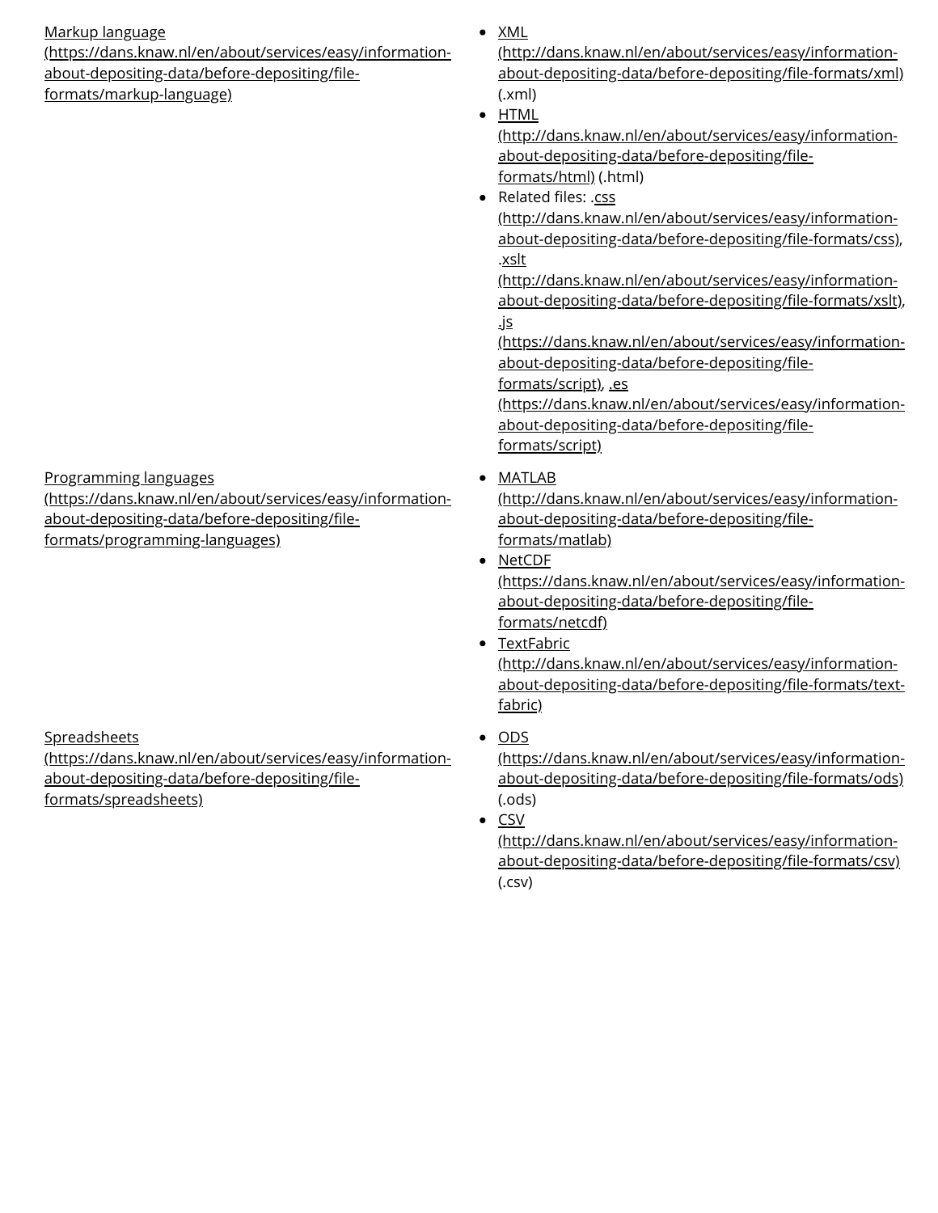| | |
|---|---|
| Markup language (https://dans.knaw.nl/en/about/services/easy/information-about-depositing-data/before-depositing/file-formats/markup-language) | • XML (http://dans.knaw.nl/en/about/services/easy/information-about-depositing-data/before-depositing/file-formats/xml) (.xml)<br>• HTML (http://dans.knaw.nl/en/about/services/easy/information-about-depositing-data/before-depositing/file-formats/html) (.html)<br>• Related files: .css (http://dans.knaw.nl/en/about/services/easy/information-about-depositing-data/before-depositing/file-formats/css), .xslt (http://dans.knaw.nl/en/about/services/easy/information-about-depositing-data/before-depositing/file-formats/xslt), .js (https://dans.knaw.nl/en/about/services/easy/information-about-depositing-data/before-depositing/file-formats/script), .es (https://dans.knaw.nl/en/about/services/easy/information-about-depositing-data/before-depositing/file-formats/script) |
| Programming languages (https://dans.knaw.nl/en/about/services/easy/information-about-depositing-data/before-depositing/file-formats/programming-languages) | • MATLAB (http://dans.knaw.nl/en/about/services/easy/information-about-depositing-data/before-depositing/file-formats/matlab)<br>• NetCDF (https://dans.knaw.nl/en/about/services/easy/information-about-depositing-data/before-depositing/file-formats/netcdf)<br>• TextFabric (http://dans.knaw.nl/en/about/services/easy/information-about-depositing-data/before-depositing/file-formats/text-fabric) |
| Spreadsheets (https://dans.knaw.nl/en/about/services/easy/information-about-depositing-data/before-depositing/file-formats/spreadsheets) | • ODS (https://dans.knaw.nl/en/about/services/easy/information-about-depositing-data/before-depositing/file-formats/ods) (.ods)<br>• CSV (http://dans.knaw.nl/en/about/services/easy/information-about-depositing-data/before-depositing/file-formats/csv) (.csv) |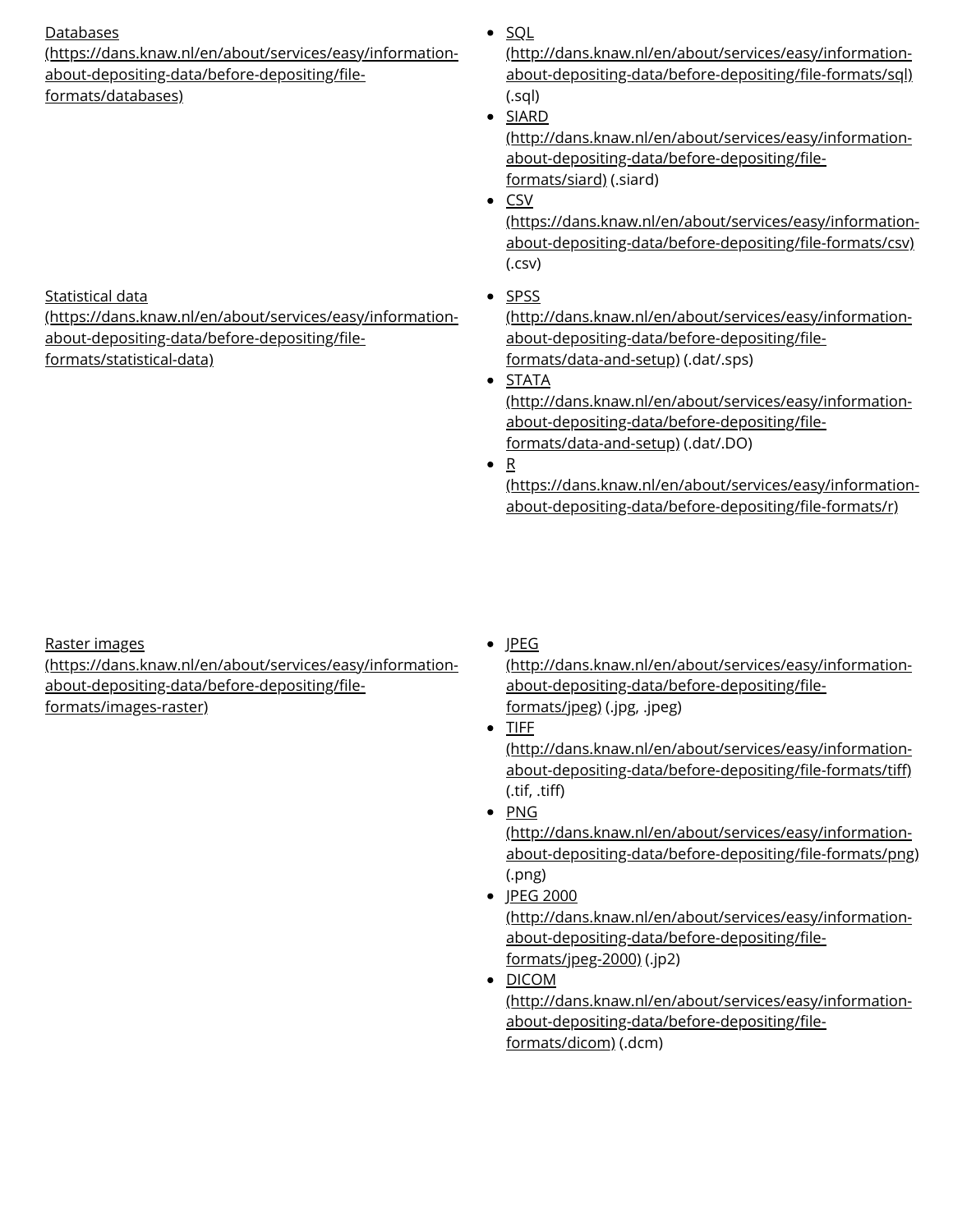| | |
|---|---|
| Databases (https://dans.knaw.nl/en/about/services/easy/information-about-depositing-data/before-depositing/file-formats/databases) | • SQL (http://dans.knaw.nl/en/about/services/easy/information-about-depositing-data/before-depositing/file-formats/sql) (.sql)<br>• SIARD (http://dans.knaw.nl/en/about/services/easy/information-about-depositing-data/before-depositing/file-formats/siard) (.siard)<br>• CSV (https://dans.knaw.nl/en/about/services/easy/information-about-depositing-data/before-depositing/file-formats/csv) (.csv) |
| Statistical data (https://dans.knaw.nl/en/about/services/easy/information-about-depositing-data/before-depositing/file-formats/statistical-data) | • SPSS (http://dans.knaw.nl/en/about/services/easy/information-about-depositing-data/before-depositing/file-formats/data-and-setup) (.dat/.sps)<br>• STATA (http://dans.knaw.nl/en/about/services/easy/information-about-depositing-data/before-depositing/file-formats/data-and-setup) (.dat/.DO)<br>• R (https://dans.knaw.nl/en/about/services/easy/information-about-depositing-data/before-depositing/file-formats/r) |
| Raster images (https://dans.knaw.nl/en/about/services/easy/information-about-depositing-data/before-depositing/file-formats/images-raster) | • JPEG (http://dans.knaw.nl/en/about/services/easy/information-about-depositing-data/before-depositing/file-formats/jpeg) (.jpg, .jpeg)<br>• TIFF (http://dans.knaw.nl/en/about/services/easy/information-about-depositing-data/before-depositing/file-formats/tiff) (.tif, .tiff)<br>• PNG (http://dans.knaw.nl/en/about/services/easy/information-about-depositing-data/before-depositing/file-formats/png) (.png)<br>• JPEG 2000 (http://dans.knaw.nl/en/about/services/easy/information-about-depositing-data/before-depositing/file-formats/jpeg-2000) (.jp2)<br>• DICOM (http://dans.knaw.nl/en/about/services/easy/information-about-depositing-data/before-depositing/file-formats/dicom) (.dcm) |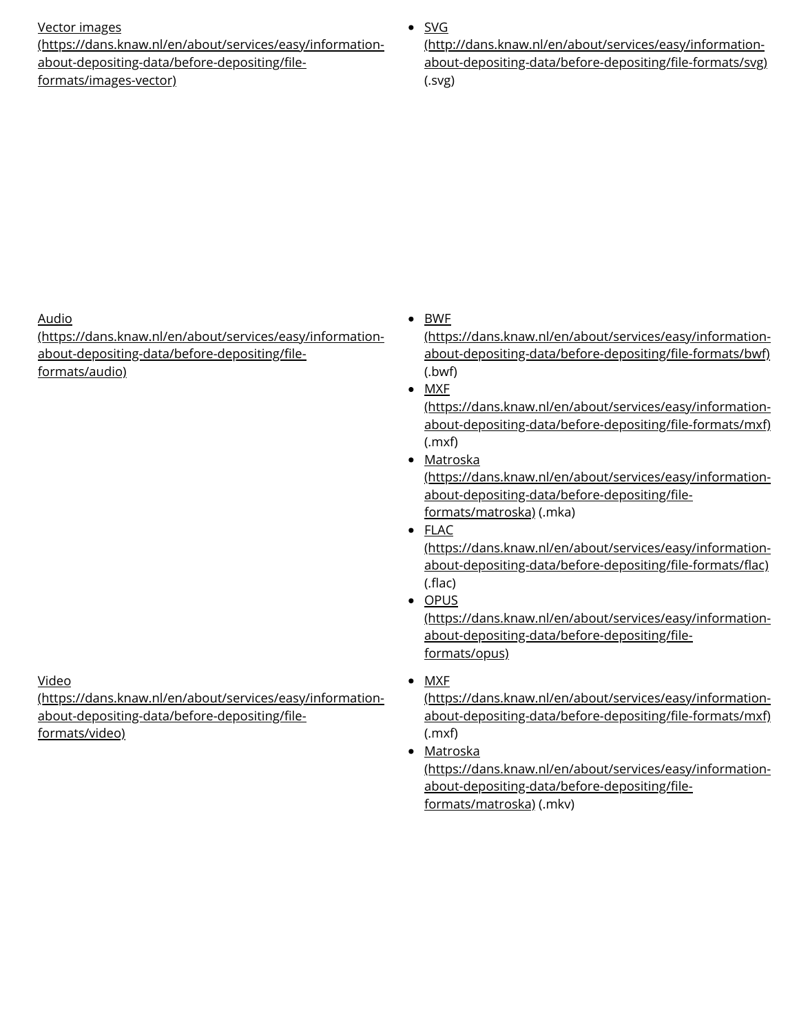| | |
|---|---|
| Vector images (https://dans.knaw.nl/en/about/services/easy/information-about-depositing-data/before-depositing/file-formats/images-vector) | • SVG (http://dans.knaw.nl/en/about/services/easy/information-about-depositing-data/before-depositing/file-formats/svg) (.svg) |
| Audio (https://dans.knaw.nl/en/about/services/easy/information-about-depositing-data/before-depositing/file-formats/audio) | • BWF (https://dans.knaw.nl/en/about/services/easy/information-about-depositing-data/before-depositing/file-formats/bwf) (.bwf)<br>• MXF (https://dans.knaw.nl/en/about/services/easy/information-about-depositing-data/before-depositing/file-formats/mxf) (.mxf)<br>• Matroska (https://dans.knaw.nl/en/about/services/easy/information-about-depositing-data/before-depositing/file-formats/matroska) (.mka)<br>• FLAC (https://dans.knaw.nl/en/about/services/easy/information-about-depositing-data/before-depositing/file-formats/flac) (.flac)<br>• OPUS (https://dans.knaw.nl/en/about/services/easy/information-about-depositing-data/before-depositing/file-formats/opus) |
| Video (https://dans.knaw.nl/en/about/services/easy/information-about-depositing-data/before-depositing/file-formats/video) | • MXF (https://dans.knaw.nl/en/about/services/easy/information-about-depositing-data/before-depositing/file-formats/mxf) (.mxf)<br>• Matroska (https://dans.knaw.nl/en/about/services/easy/information-about-depositing-data/before-depositing/file-formats/matroska) (.mkv) |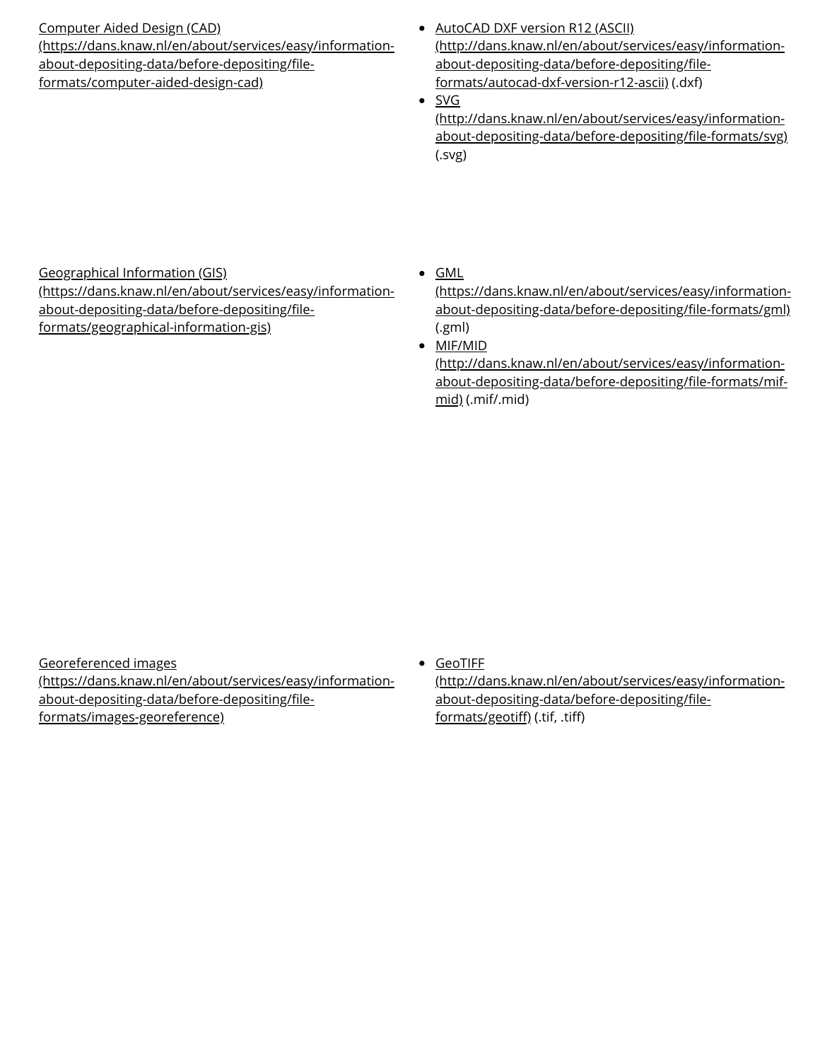| | |
|---|---|
| Computer Aided Design (CAD) (https://dans.knaw.nl/en/about/services/easy/information-about-depositing-data/before-depositing/file-formats/computer-aided-design-cad) | • AutoCAD DXF version R12 (ASCII) (http://dans.knaw.nl/en/about/services/easy/information-about-depositing-data/before-depositing/file-formats/autocad-dxf-version-r12-ascii) (.dxf)<br>• SVG (http://dans.knaw.nl/en/about/services/easy/information-about-depositing-data/before-depositing/file-formats/svg) (.svg) |
| Geographical Information (GIS) (https://dans.knaw.nl/en/about/services/easy/information-about-depositing-data/before-depositing/file-formats/geographical-information-gis) | • GML (https://dans.knaw.nl/en/about/services/easy/information-about-depositing-data/before-depositing/file-formats/gml) (.gml)<br>• MIF/MID (http://dans.knaw.nl/en/about/services/easy/information-about-depositing-data/before-depositing/file-formats/mif-mid) (.mif/.mid) |
| Georeferenced images (https://dans.knaw.nl/en/about/services/easy/information-about-depositing-data/before-depositing/file-formats/images-georeference) | • GeoTIFF (http://dans.knaw.nl/en/about/services/easy/information-about-depositing-data/before-depositing/file-formats/geotiff) (.tif, .tiff) |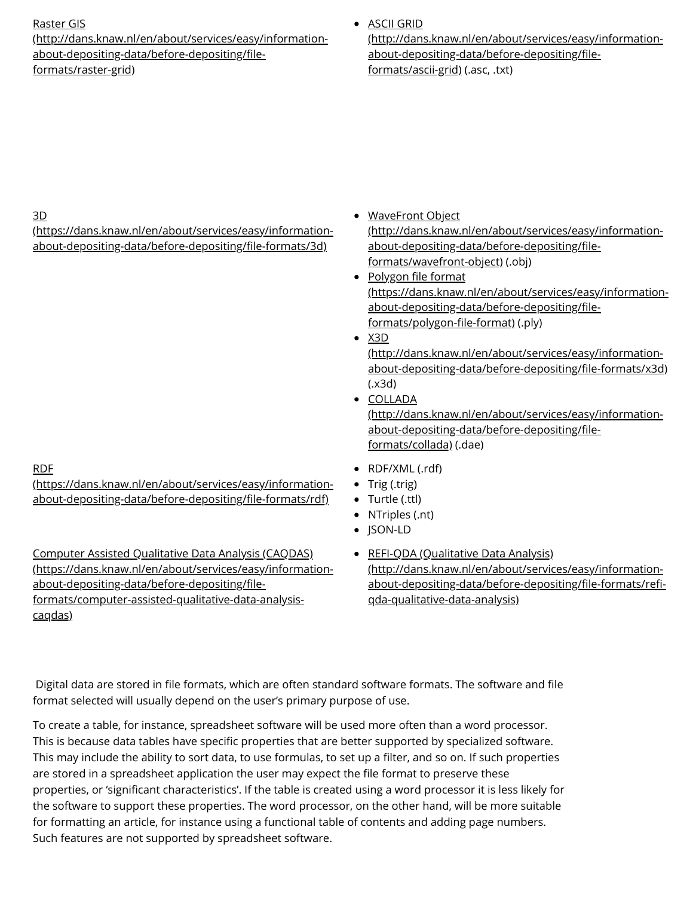| | |
|---|---|
| Raster GIS (http://dans.knaw.nl/en/about/services/easy/information-about-depositing-data/before-depositing/file-formats/raster-grid) | • ASCII GRID (http://dans.knaw.nl/en/about/services/easy/information-about-depositing-data/before-depositing/file-formats/ascii-grid) (.asc, .txt) |
| 3D (https://dans.knaw.nl/en/about/services/easy/information-about-depositing-data/before-depositing/file-formats/3d) | • WaveFront Object (http://dans.knaw.nl/en/about/services/easy/information-about-depositing-data/before-depositing/file-formats/wavefront-object) (.obj)<br>• Polygon file format (https://dans.knaw.nl/en/about/services/easy/information-about-depositing-data/before-depositing/file-formats/polygon-file-format) (.ply)<br>• X3D (http://dans.knaw.nl/en/about/services/easy/information-about-depositing-data/before-depositing/file-formats/x3d) (.x3d)<br>• COLLADA (http://dans.knaw.nl/en/about/services/easy/information-about-depositing-data/before-depositing/file-formats/collada) (.dae) |
| RDF (https://dans.knaw.nl/en/about/services/easy/information-about-depositing-data/before-depositing/file-formats/rdf) | • RDF/XML (.rdf)<br>• Trig (.trig)<br>• Turtle (.ttl)<br>• NTriples (.nt)<br>• JSON-LD |
| Computer Assisted Qualitative Data Analysis (CAQDAS) (https://dans.knaw.nl/en/about/services/easy/information-about-depositing-data/before-depositing/file-formats/computer-assisted-qualitative-data-analysis-caqdas) | • REFI-QDA (Qualitative Data Analysis) (http://dans.knaw.nl/en/about/services/easy/information-about-depositing-data/before-depositing/file-formats/refi-qda-qualitative-data-analysis) |

Digital data are stored in file formats, which are often standard software formats. The software and file format selected will usually depend on the user's primary purpose of use.

To create a table, for instance, spreadsheet software will be used more often than a word processor. This is because data tables have specific properties that are better supported by specialized software. This may include the ability to sort data, to use formulas, to set up a filter, and so on. If such properties are stored in a spreadsheet application the user may expect the file format to preserve these properties, or 'significant characteristics'. If the table is created using a word processor it is less likely for the software to support these properties. The word processor, on the other hand, will be more suitable for formatting an article, for instance using a functional table of contents and adding page numbers. Such features are not supported by spreadsheet software.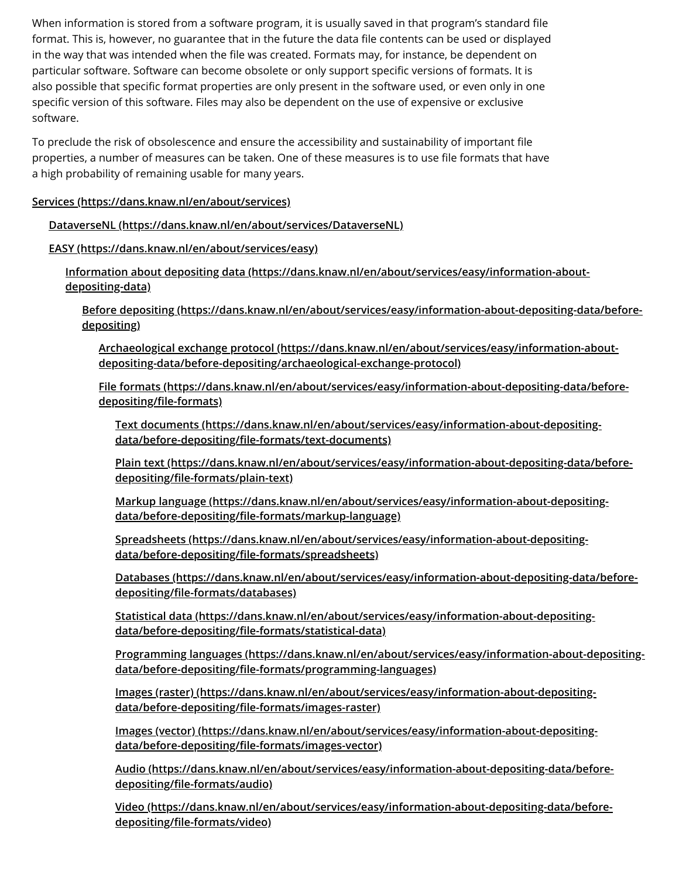When information is stored from a software program, it is usually saved in that program's standard file format. This is, however, no guarantee that in the future the data file contents can be used or displayed in the way that was intended when the file was created. Formats may, for instance, be dependent on particular software. Software can become obsolete or only support specific versions of formats. It is also possible that specific format properties are only present in the software used, or even only in one specific version of this software. Files may also be dependent on the use of expensive or exclusive software.

To preclude the risk of obsolescence and ensure the accessibility and sustainability of important file properties, a number of measures can be taken. One of these measures is to use file formats that have a high probability of remaining usable for many years.

- Services (https://dans.knaw.nl/en/about/services)
  - DataverseNL (https://dans.knaw.nl/en/about/services/DataverseNL)
  - EASY (https://dans.knaw.nl/en/about/services/easy)
    - Information about depositing data (https://dans.knaw.nl/en/about/services/easy/information-about-depositing-data)
      - Before depositing (https://dans.knaw.nl/en/about/services/easy/information-about-depositing-data/before-depositing)
        - Archaeological exchange protocol (https://dans.knaw.nl/en/about/services/easy/information-about-depositing-data/before-depositing/archaeological-exchange-protocol)
        - File formats (https://dans.knaw.nl/en/about/services/easy/information-about-depositing-data/before-depositing/file-formats)
          - Text documents (https://dans.knaw.nl/en/about/services/easy/information-about-depositing-data/before-depositing/file-formats/text-documents)
          - Plain text (https://dans.knaw.nl/en/about/services/easy/information-about-depositing-data/before-depositing/file-formats/plain-text)
          - Markup language (https://dans.knaw.nl/en/about/services/easy/information-about-depositing-data/before-depositing/file-formats/markup-language)
          - Spreadsheets (https://dans.knaw.nl/en/about/services/easy/information-about-depositing-data/before-depositing/file-formats/spreadsheets)
          - Databases (https://dans.knaw.nl/en/about/services/easy/information-about-depositing-data/before-depositing/file-formats/databases)
          - Statistical data (https://dans.knaw.nl/en/about/services/easy/information-about-depositing-data/before-depositing/file-formats/statistical-data)
          - Programming languages (https://dans.knaw.nl/en/about/services/easy/information-about-depositing-data/before-depositing/file-formats/programming-languages)
          - Images (raster) (https://dans.knaw.nl/en/about/services/easy/information-about-depositing-data/before-depositing/file-formats/images-raster)
          - Images (vector) (https://dans.knaw.nl/en/about/services/easy/information-about-depositing-data/before-depositing/file-formats/images-vector)
          - Audio (https://dans.knaw.nl/en/about/services/easy/information-about-depositing-data/before-depositing/file-formats/audio)
          - Video (https://dans.knaw.nl/en/about/services/easy/information-about-depositing-data/before-depositing/file-formats/video)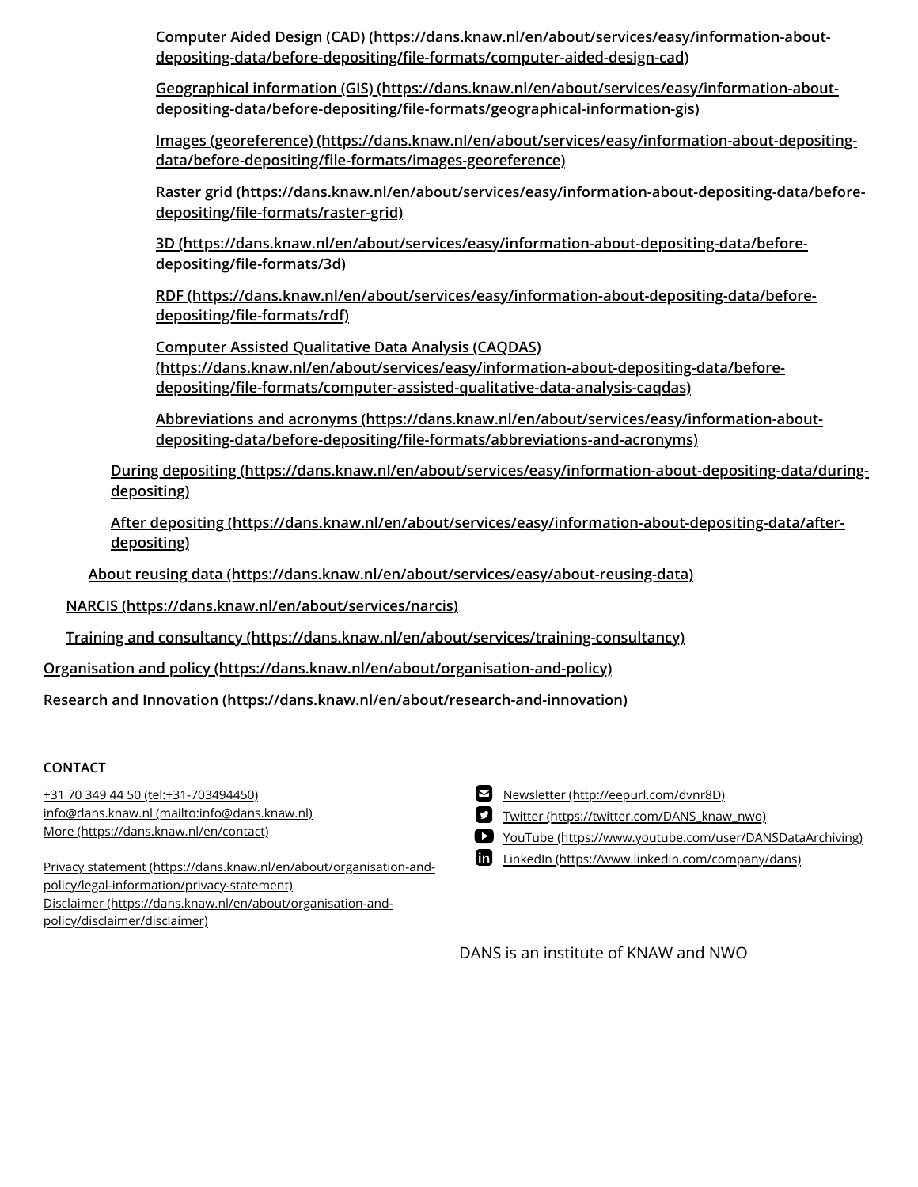- Computer Aided Design (CAD) (https://dans.knaw.nl/en/about/services/easy/information-about-depositing-data/before-depositing/file-formats/computer-aided-design-cad)
- Geographical information (GIS) (https://dans.knaw.nl/en/about/services/easy/information-about-depositing-data/before-depositing/file-formats/geographical-information-gis)
- Images (georeference) (https://dans.knaw.nl/en/about/services/easy/information-about-depositing-data/before-depositing/file-formats/images-georeference)
- Raster grid (https://dans.knaw.nl/en/about/services/easy/information-about-depositing-data/before-depositing/file-formats/raster-grid)
- 3D (https://dans.knaw.nl/en/about/services/easy/information-about-depositing-data/before-depositing/file-formats/3d)
- RDF (https://dans.knaw.nl/en/about/services/easy/information-about-depositing-data/before-depositing/file-formats/rdf)
- Computer Assisted Qualitative Data Analysis (CAQDAS) (https://dans.knaw.nl/en/about/services/easy/information-about-depositing-data/before-depositing/file-formats/computer-assisted-qualitative-data-analysis-caqdas)
- Abbreviations and acronyms (https://dans.knaw.nl/en/about/services/easy/information-about-depositing-data/before-depositing/file-formats/abbreviations-and-acronyms)

- During depositing (https://dans.knaw.nl/en/about/services/easy/information-about-depositing-data/during-depositing)
- After depositing (https://dans.knaw.nl/en/about/services/easy/information-about-depositing-data/after-depositing)

- About reusing data (https://dans.knaw.nl/en/about/services/easy/about-reusing-data)

- NARCIS (https://dans.knaw.nl/en/about/services/narcis)
- Training and consultancy (https://dans.knaw.nl/en/about/services/training-consultancy)

- Organisation and policy (https://dans.knaw.nl/en/about/organisation-and-policy)
- Research and Innovation (https://dans.knaw.nl/en/about/research-and-innovation)

**CONTACT**

+31 70 349 44 50 (tel:+31-703494450)
info@dans.knaw.nl (mailto:info@dans.knaw.nl)
More (https://dans.knaw.nl/en/contact)

Privacy statement (https://dans.knaw.nl/en/about/organisation-and-policy/legal-information/privacy-statement)
Disclaimer (https://dans.knaw.nl/en/about/organisation-and-policy/disclaimer/disclaimer)

- Newsletter (http://eepurl.com/dvnr8D)
- Twitter (https://twitter.com/DANS_knaw_nwo)
- YouTube (https://www.youtube.com/user/DANSDataArchiving)
- LinkedIn (https://www.linkedin.com/company/dans)

DANS is an institute of KNAW and NWO